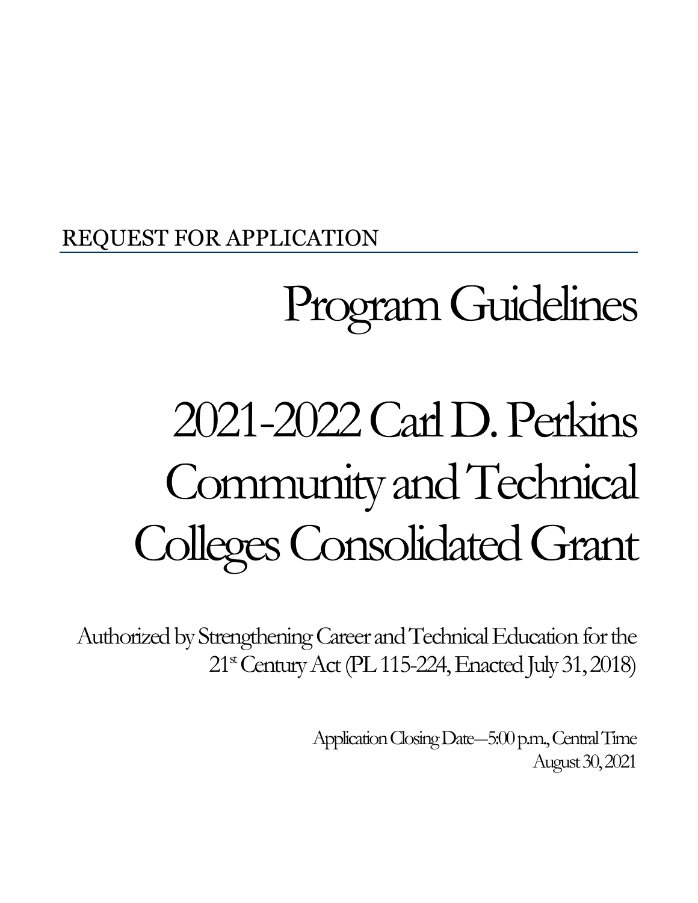REQUEST FOR APPLICATION

# Program Guidelines

# 2021-2022 Carl D. Perkins Community and Technical Colleges Consolidated Grant

Authorized by Strengthening Career and Technical Education for the 21st Century Act (PL 115-224, Enacted July 31, 2018)

Application Closing Date—5:00 p.m., Central Time
August 30, 2021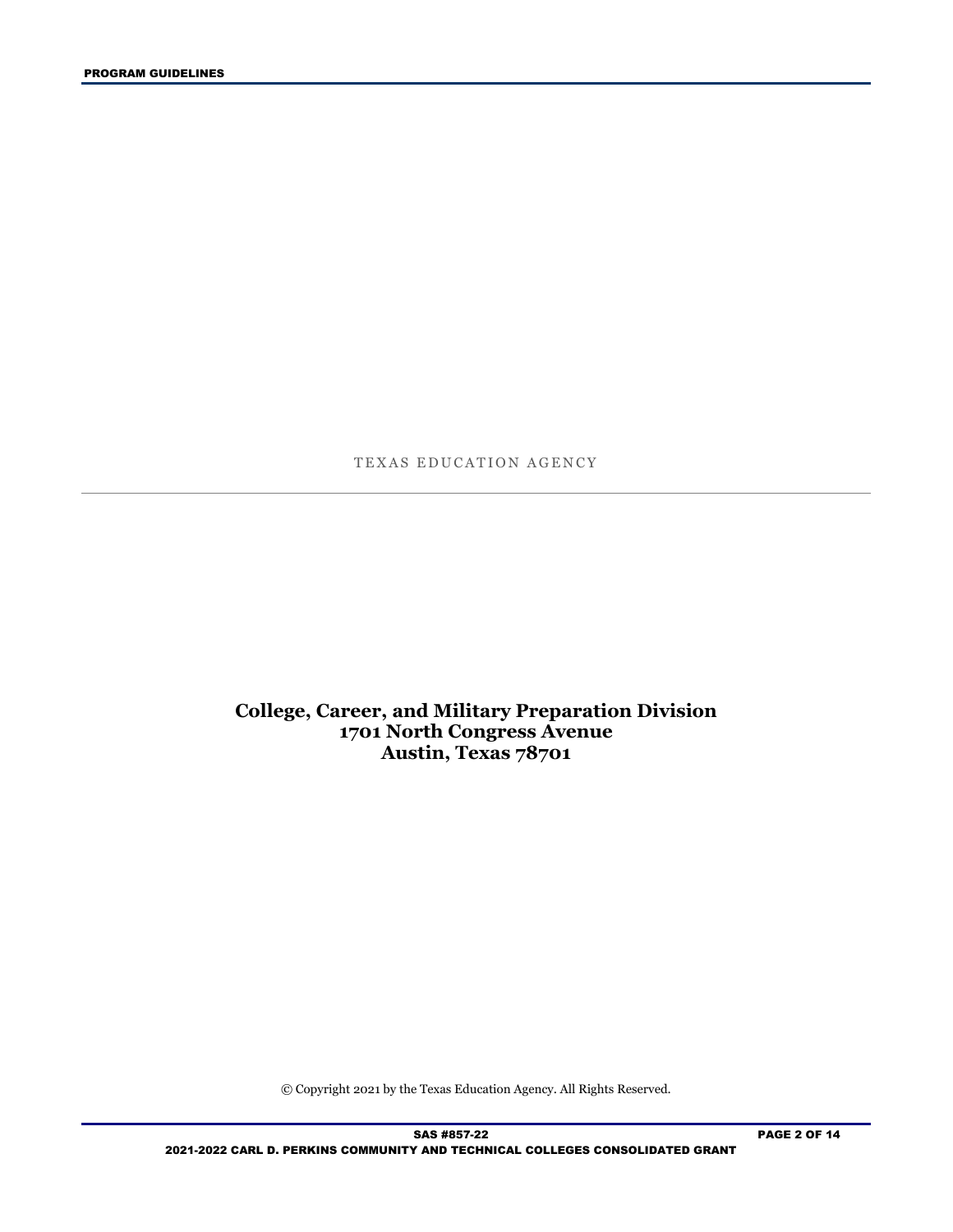TEXAS EDUCATION AGENCY

---

**College, Career, and Military Preparation Division**
**1701 North Congress Avenue**
**Austin, Texas 78701**

© Copyright 2021 by the Texas Education Agency. All Rights Reserved.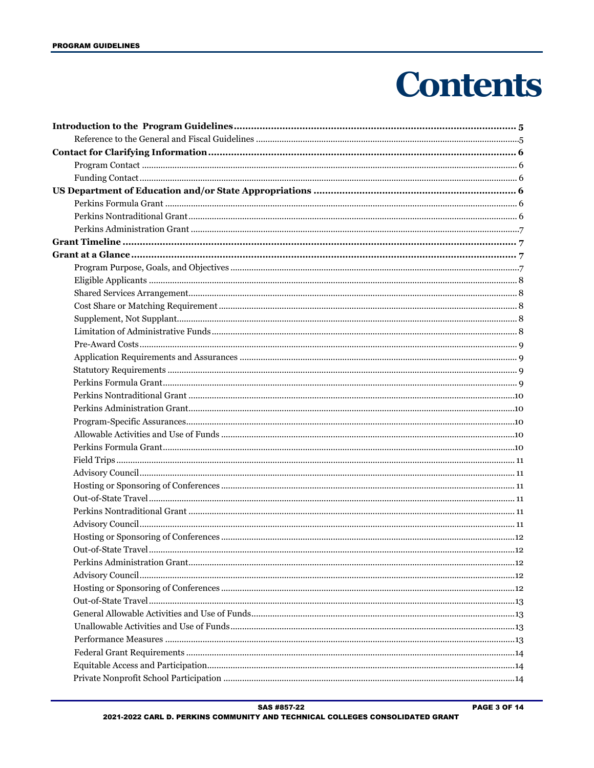# Contents

- **Introduction to the Program Guidelines** ... **5**
  - Reference to the General and Fiscal Guidelines ... 5
- **Contact for Clarifying Information** ... **6**
  - Program Contact ... 6
  - Funding Contact ... 6
- **US Department of Education and/or State Appropriations** ... **6**
  - Perkins Formula Grant ... 6
  - Perkins Nontraditional Grant ... 6
  - Perkins Administration Grant ... 7
- **Grant Timeline** ... **7**
- **Grant at a Glance** ... **7**
  - Program Purpose, Goals, and Objectives ... 7
  - Eligible Applicants ... 8
  - Shared Services Arrangement ... 8
  - Cost Share or Matching Requirement ... 8
  - Supplement, Not Supplant ... 8
  - Limitation of Administrative Funds ... 8
  - Pre-Award Costs ... 9
  - Application Requirements and Assurances ... 9
  - Statutory Requirements ... 9
  - Perkins Formula Grant ... 9
  - Perkins Nontraditional Grant ... 10
  - Perkins Administration Grant ... 10
  - Program-Specific Assurances ... 10
  - Allowable Activities and Use of Funds ... 10
  - Perkins Formula Grant ... 10
  - Field Trips ... 11
  - Advisory Council ... 11
  - Hosting or Sponsoring of Conferences ... 11
  - Out-of-State Travel ... 11
  - Perkins Nontraditional Grant ... 11
  - Advisory Council ... 11
  - Hosting or Sponsoring of Conferences ... 12
  - Out-of-State Travel ... 12
  - Perkins Administration Grant ... 12
  - Advisory Council ... 12
  - Hosting or Sponsoring of Conferences ... 12
  - Out-of-State Travel ... 13
  - General Allowable Activities and Use of Funds ... 13
  - Unallowable Activities and Use of Funds ... 13
  - Performance Measures ... 13
  - Federal Grant Requirements ... 14
  - Equitable Access and Participation ... 14
  - Private Nonprofit School Participation ... 14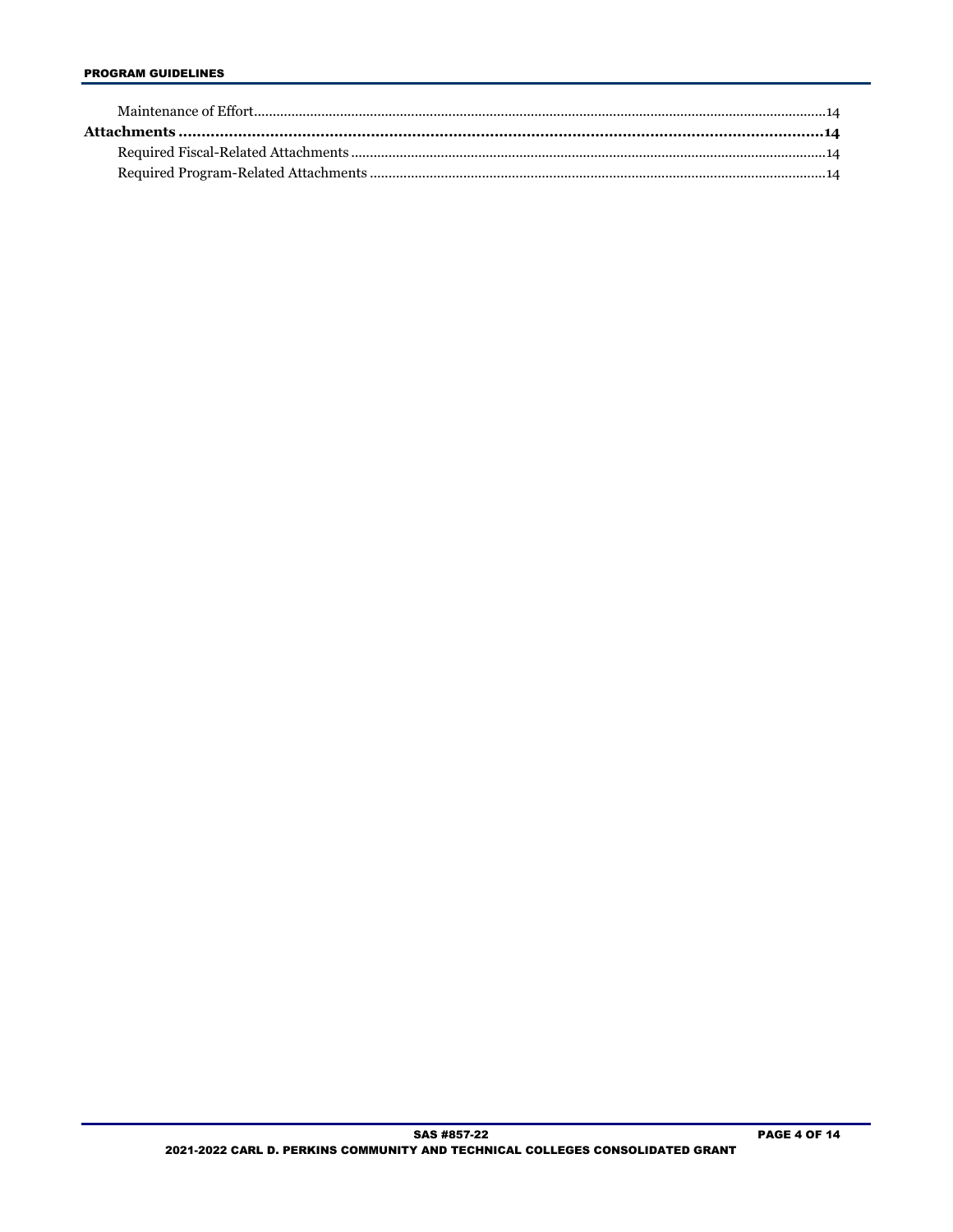Maintenance of Effort ........................................................................................................ 14

**Attachments ........................................................................................................ 14**

Required Fiscal-Related Attachments ........................................................................................................ 14

Required Program-Related Attachments ........................................................................................................ 14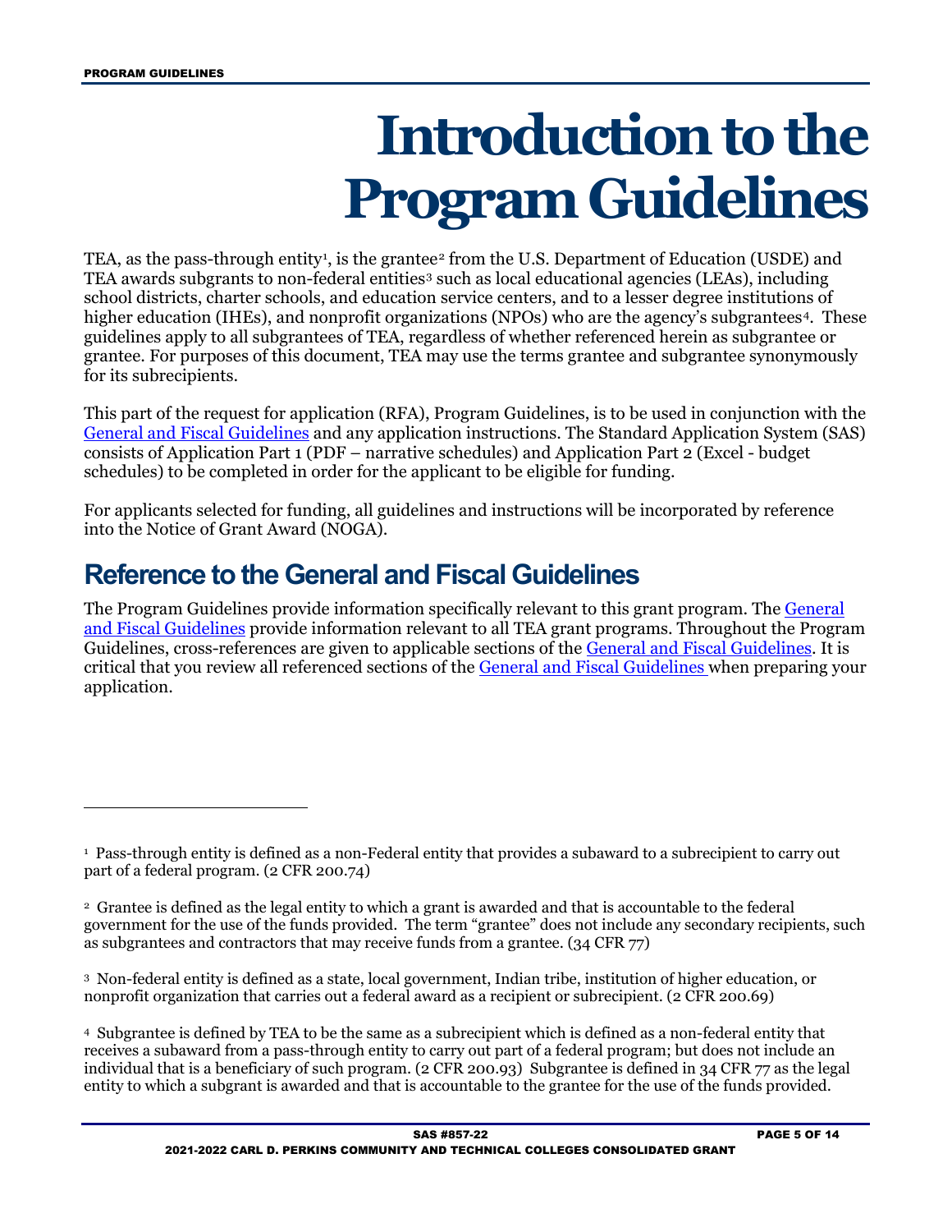# Introduction to the Program Guidelines

TEA, as the pass-through entity[1], is the grantee[2] from the U.S. Department of Education (USDE) and TEA awards subgrants to non-federal entities[3] such as local educational agencies (LEAs), including school districts, charter schools, and education service centers, and to a lesser degree institutions of higher education (IHEs), and nonprofit organizations (NPOs) who are the agency's subgrantees[4]. These guidelines apply to all subgrantees of TEA, regardless of whether referenced herein as subgrantee or grantee. For purposes of this document, TEA may use the terms grantee and subgrantee synonymously for its subrecipients.

This part of the request for application (RFA), Program Guidelines, is to be used in conjunction with the General and Fiscal Guidelines and any application instructions. The Standard Application System (SAS) consists of Application Part 1 (PDF – narrative schedules) and Application Part 2 (Excel - budget schedules) to be completed in order for the applicant to be eligible for funding.

For applicants selected for funding, all guidelines and instructions will be incorporated by reference into the Notice of Grant Award (NOGA).

## Reference to the General and Fiscal Guidelines

The Program Guidelines provide information specifically relevant to this grant program. The General and Fiscal Guidelines provide information relevant to all TEA grant programs. Throughout the Program Guidelines, cross-references are given to applicable sections of the General and Fiscal Guidelines. It is critical that you review all referenced sections of the General and Fiscal Guidelines when preparing your application.

---

[1] Pass-through entity is defined as a non-Federal entity that provides a subaward to a subrecipient to carry out part of a federal program. (2 CFR 200.74)

[2] Grantee is defined as the legal entity to which a grant is awarded and that is accountable to the federal government for the use of the funds provided. The term "grantee" does not include any secondary recipients, such as subgrantees and contractors that may receive funds from a grantee. (34 CFR 77)

[3] Non-federal entity is defined as a state, local government, Indian tribe, institution of higher education, or nonprofit organization that carries out a federal award as a recipient or subrecipient. (2 CFR 200.69)

[4] Subgrantee is defined by TEA to be the same as a subrecipient which is defined as a non-federal entity that receives a subaward from a pass-through entity to carry out part of a federal program; but does not include an individual that is a beneficiary of such program. (2 CFR 200.93) Subgrantee is defined in 34 CFR 77 as the legal entity to which a subgrant is awarded and that is accountable to the grantee for the use of the funds provided.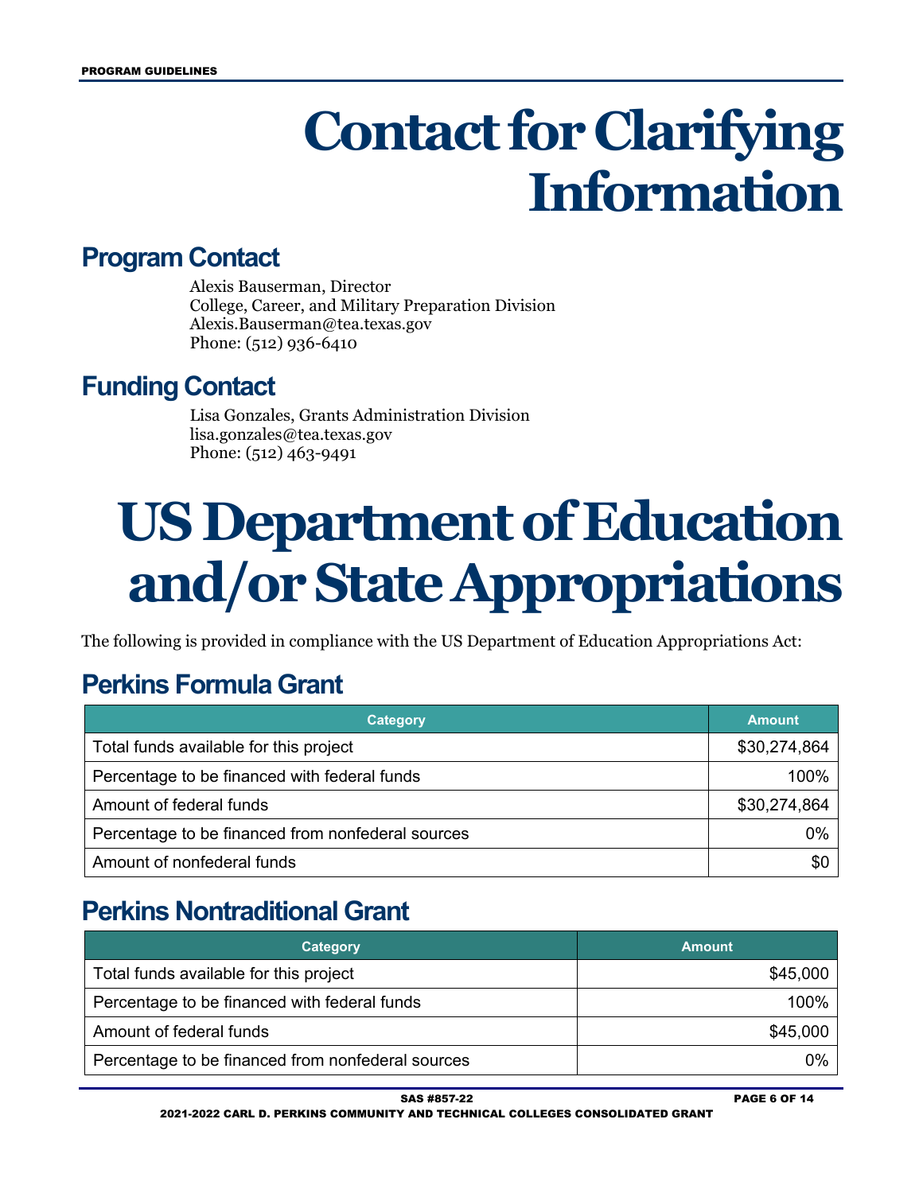# Contact for Clarifying Information

## Program Contact

Alexis Bauserman, Director
College, Career, and Military Preparation Division
Alexis.Bauserman@tea.texas.gov
Phone: (512) 936-6410

## Funding Contact

Lisa Gonzales, Grants Administration Division
lisa.gonzales@tea.texas.gov
Phone: (512) 463-9491

# US Department of Education and/or State Appropriations

The following is provided in compliance with the US Department of Education Appropriations Act:

## Perkins Formula Grant

| Category | Amount |
|---|---|
| Total funds available for this project | $30,274,864 |
| Percentage to be financed with federal funds | 100% |
| Amount of federal funds | $30,274,864 |
| Percentage to be financed from nonfederal sources | 0% |
| Amount of nonfederal funds | $0 |

## Perkins Nontraditional Grant

| Category | Amount |
|---|---|
| Total funds available for this project | $45,000 |
| Percentage to be financed with federal funds | 100% |
| Amount of federal funds | $45,000 |
| Percentage to be financed from nonfederal sources | 0% |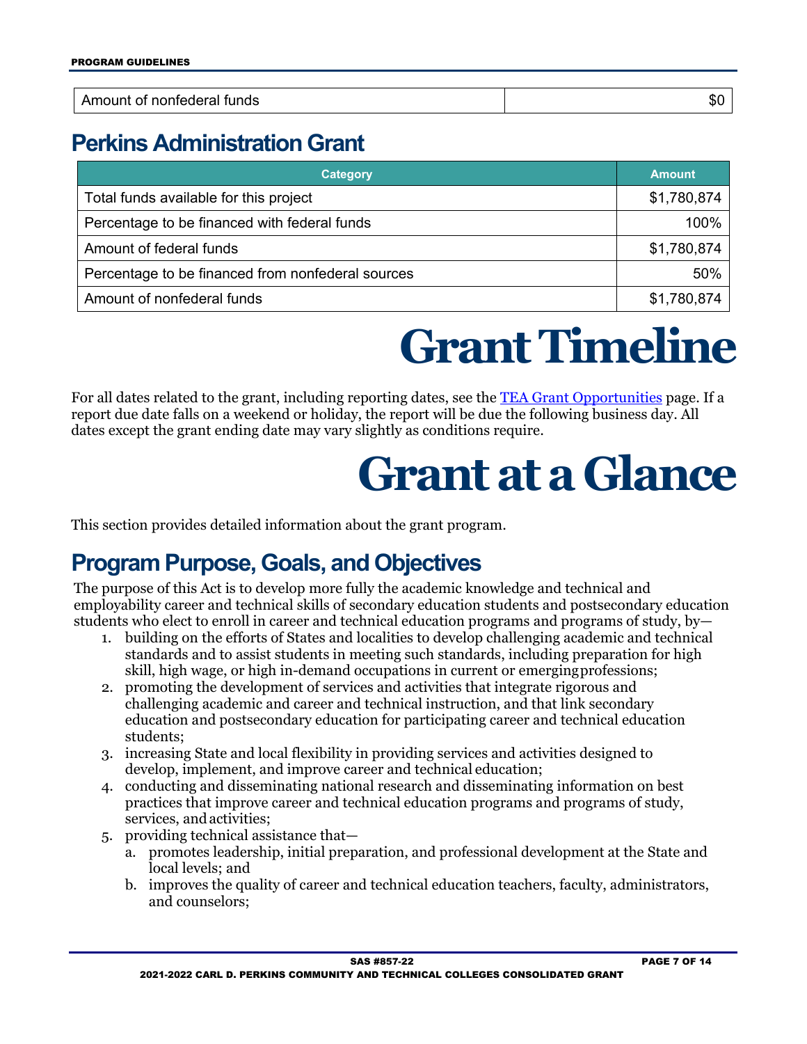| Amount of nonfederal funds | $0 |
|---|---|

## Perkins Administration Grant

| Category | Amount |
|---|---|
| Total funds available for this project | $1,780,874 |
| Percentage to be financed with federal funds | 100% |
| Amount of federal funds | $1,780,874 |
| Percentage to be financed from nonfederal sources | 50% |
| Amount of nonfederal funds | $1,780,874 |

# Grant Timeline

For all dates related to the grant, including reporting dates, see the [TEA Grant Opportunities] page. If a report due date falls on a weekend or holiday, the report will be due the following business day. All dates except the grant ending date may vary slightly as conditions require.

# Grant at a Glance

This section provides detailed information about the grant program.

## Program Purpose, Goals, and Objectives

The purpose of this Act is to develop more fully the academic knowledge and technical and employability career and technical skills of secondary education students and postsecondary education students who elect to enroll in career and technical education programs and programs of study, by—

1. building on the efforts of States and localities to develop challenging academic and technical standards and to assist students in meeting such standards, including preparation for high skill, high wage, or high in-demand occupations in current or emerging professions;
2. promoting the development of services and activities that integrate rigorous and challenging academic and career and technical instruction, and that link secondary education and postsecondary education for participating career and technical education students;
3. increasing State and local flexibility in providing services and activities designed to develop, implement, and improve career and technical education;
4. conducting and disseminating national research and disseminating information on best practices that improve career and technical education programs and programs of study, services, and activities;
5. providing technical assistance that—
   a. promotes leadership, initial preparation, and professional development at the State and local levels; and
   b. improves the quality of career and technical education teachers, faculty, administrators, and counselors;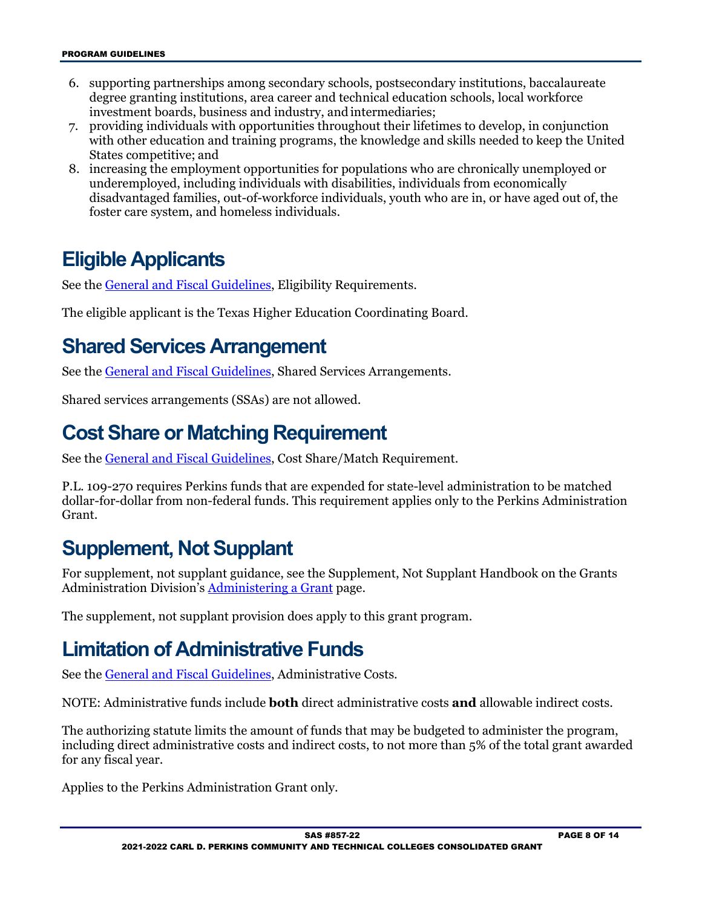6. supporting partnerships among secondary schools, postsecondary institutions, baccalaureate degree granting institutions, area career and technical education schools, local workforce investment boards, business and industry, and intermediaries;
7. providing individuals with opportunities throughout their lifetimes to develop, in conjunction with other education and training programs, the knowledge and skills needed to keep the United States competitive; and
8. increasing the employment opportunities for populations who are chronically unemployed or underemployed, including individuals with disabilities, individuals from economically disadvantaged families, out-of-workforce individuals, youth who are in, or have aged out of, the foster care system, and homeless individuals.

## Eligible Applicants

See the [General and Fiscal Guidelines](), Eligibility Requirements.

The eligible applicant is the Texas Higher Education Coordinating Board.

## Shared Services Arrangement

See the [General and Fiscal Guidelines](), Shared Services Arrangements.

Shared services arrangements (SSAs) are not allowed.

## Cost Share or Matching Requirement

See the [General and Fiscal Guidelines](), Cost Share/Match Requirement.

P.L. 109-270 requires Perkins funds that are expended for state-level administration to be matched dollar-for-dollar from non-federal funds. This requirement applies only to the Perkins Administration Grant.

## Supplement, Not Supplant

For supplement, not supplant guidance, see the Supplement, Not Supplant Handbook on the Grants Administration Division's [Administering a Grant]() page.

The supplement, not supplant provision does apply to this grant program.

## Limitation of Administrative Funds

See the [General and Fiscal Guidelines](), Administrative Costs.

NOTE: Administrative funds include **both** direct administrative costs **and** allowable indirect costs.

The authorizing statute limits the amount of funds that may be budgeted to administer the program, including direct administrative costs and indirect costs, to not more than 5% of the total grant awarded for any fiscal year.

Applies to the Perkins Administration Grant only.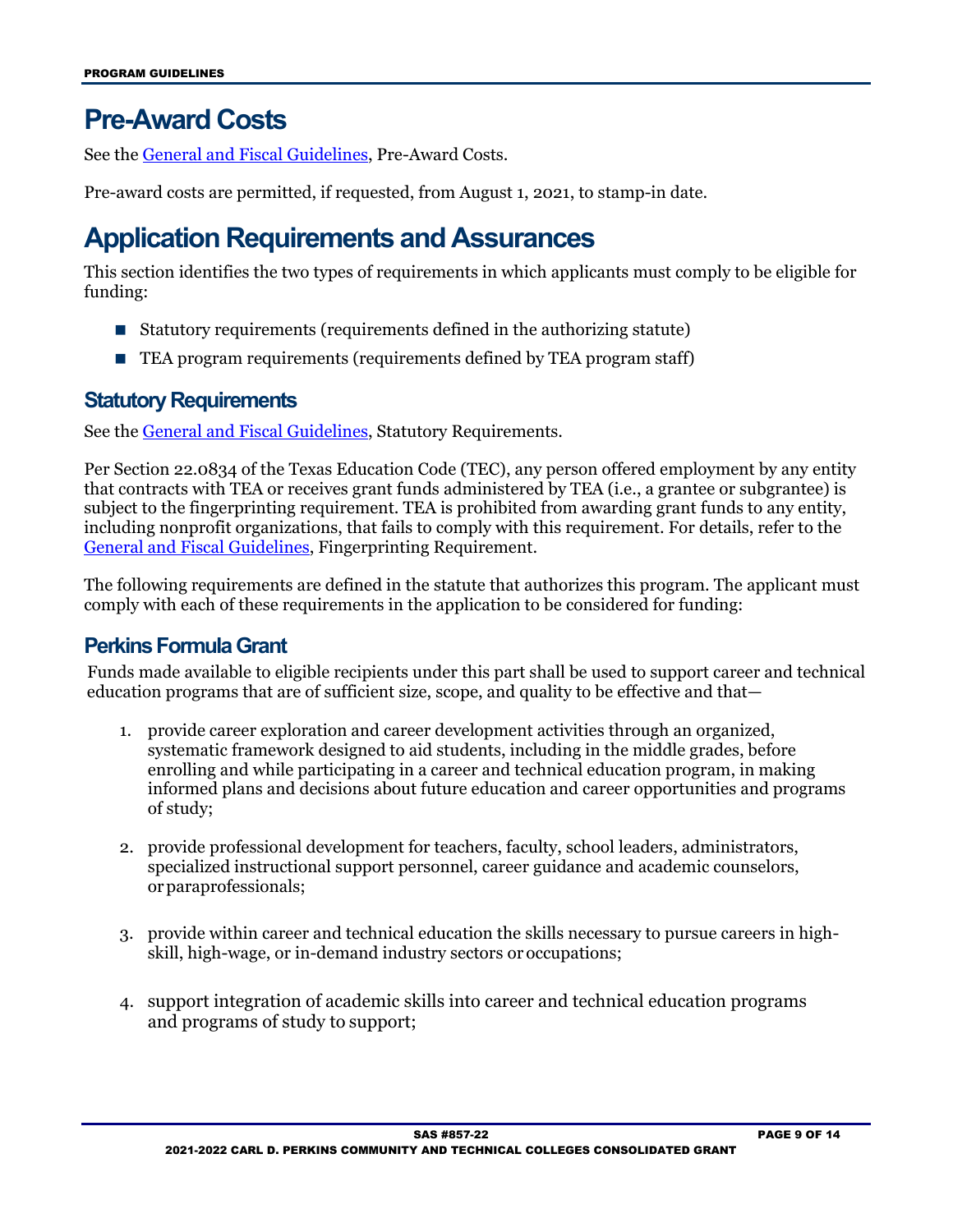# Pre-Award Costs

See the [General and Fiscal Guidelines](#), Pre-Award Costs.

Pre-award costs are permitted, if requested, from August 1, 2021, to stamp-in date.

# Application Requirements and Assurances

This section identifies the two types of requirements in which applicants must comply to be eligible for funding:

- Statutory requirements (requirements defined in the authorizing statute)
- TEA program requirements (requirements defined by TEA program staff)

## Statutory Requirements

See the [General and Fiscal Guidelines](#), Statutory Requirements.

Per Section 22.0834 of the Texas Education Code (TEC), any person offered employment by any entity that contracts with TEA or receives grant funds administered by TEA (i.e., a grantee or subgrantee) is subject to the fingerprinting requirement. TEA is prohibited from awarding grant funds to any entity, including nonprofit organizations, that fails to comply with this requirement. For details, refer to the [General and Fiscal Guidelines](#), Fingerprinting Requirement.

The following requirements are defined in the statute that authorizes this program. The applicant must comply with each of these requirements in the application to be considered for funding:

## Perkins Formula Grant

Funds made available to eligible recipients under this part shall be used to support career and technical education programs that are of sufficient size, scope, and quality to be effective and that—

1. provide career exploration and career development activities through an organized, systematic framework designed to aid students, including in the middle grades, before enrolling and while participating in a career and technical education program, in making informed plans and decisions about future education and career opportunities and programs of study;
2. provide professional development for teachers, faculty, school leaders, administrators, specialized instructional support personnel, career guidance and academic counselors, or paraprofessionals;
3. provide within career and technical education the skills necessary to pursue careers in high-skill, high-wage, or in-demand industry sectors or occupations;
4. support integration of academic skills into career and technical education programs and programs of study to support;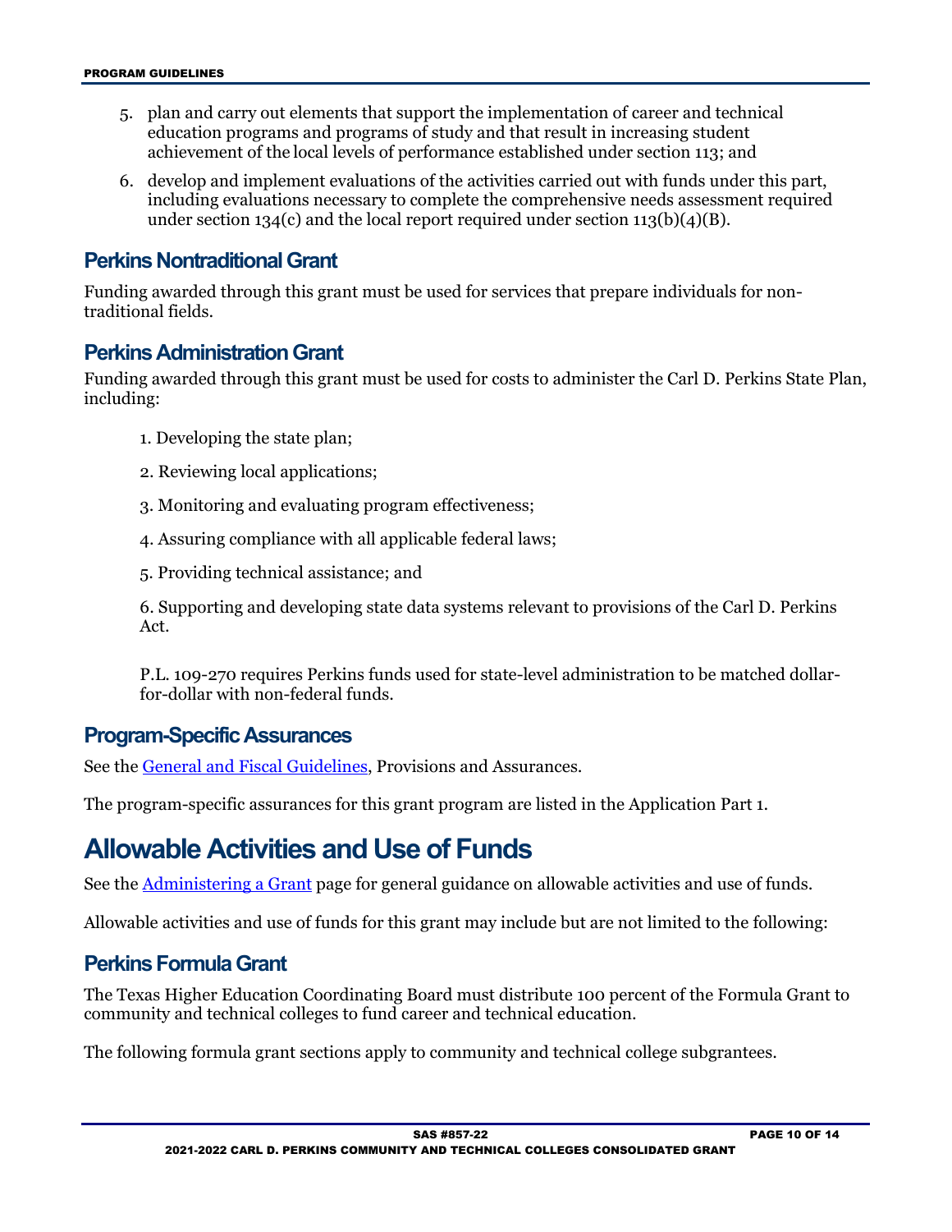5. plan and carry out elements that support the implementation of career and technical education programs and programs of study and that result in increasing student achievement of the local levels of performance established under section 113; and
6. develop and implement evaluations of the activities carried out with funds under this part, including evaluations necessary to complete the comprehensive needs assessment required under section 134(c) and the local report required under section 113(b)(4)(B).

### Perkins Nontraditional Grant

Funding awarded through this grant must be used for services that prepare individuals for non-traditional fields.

### Perkins Administration Grant

Funding awarded through this grant must be used for costs to administer the Carl D. Perkins State Plan, including:

1. Developing the state plan;
2. Reviewing local applications;
3. Monitoring and evaluating program effectiveness;
4. Assuring compliance with all applicable federal laws;
5. Providing technical assistance; and
6. Supporting and developing state data systems relevant to provisions of the Carl D. Perkins Act.

P.L. 109-270 requires Perkins funds used for state-level administration to be matched dollar-for-dollar with non-federal funds.

### Program-Specific Assurances

See the General and Fiscal Guidelines, Provisions and Assurances.

The program-specific assurances for this grant program are listed in the Application Part 1.

## Allowable Activities and Use of Funds

See the Administering a Grant page for general guidance on allowable activities and use of funds.

Allowable activities and use of funds for this grant may include but are not limited to the following:

### Perkins Formula Grant

The Texas Higher Education Coordinating Board must distribute 100 percent of the Formula Grant to community and technical colleges to fund career and technical education.

The following formula grant sections apply to community and technical college subgrantees.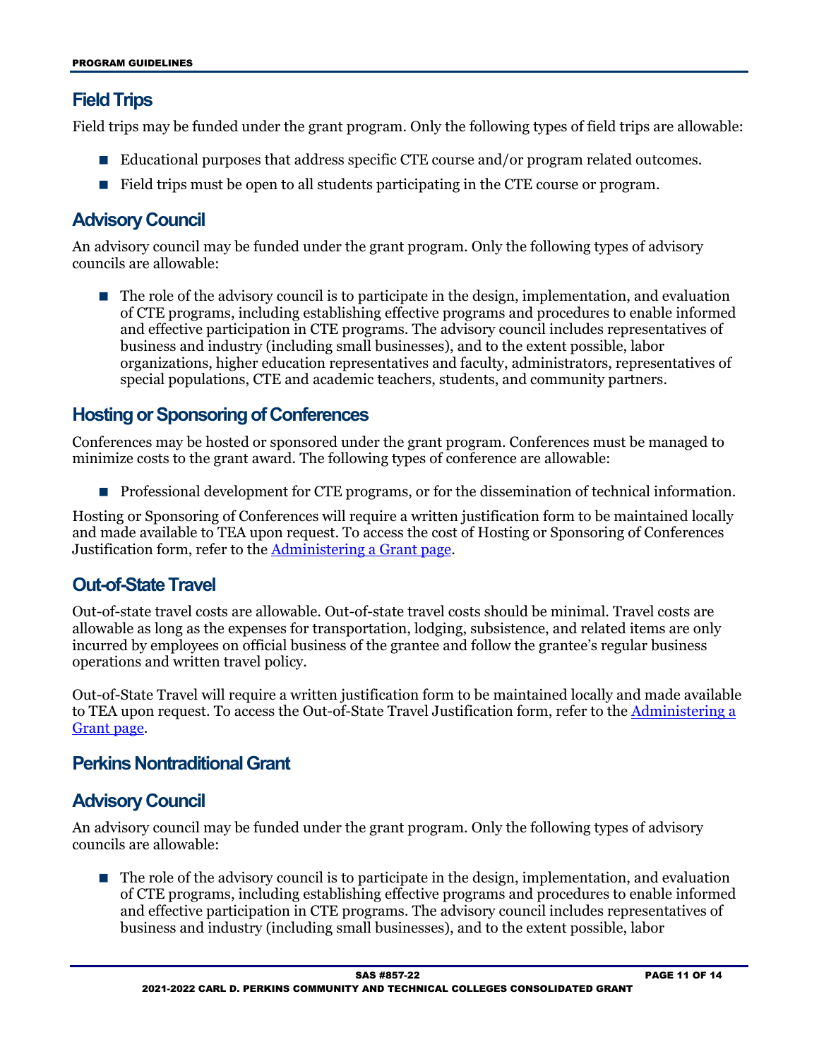## Field Trips

Field trips may be funded under the grant program. Only the following types of field trips are allowable:

- Educational purposes that address specific CTE course and/or program related outcomes.
- Field trips must be open to all students participating in the CTE course or program.

## Advisory Council

An advisory council may be funded under the grant program. Only the following types of advisory councils are allowable:

- The role of the advisory council is to participate in the design, implementation, and evaluation of CTE programs, including establishing effective programs and procedures to enable informed and effective participation in CTE programs. The advisory council includes representatives of business and industry (including small businesses), and to the extent possible, labor organizations, higher education representatives and faculty, administrators, representatives of special populations, CTE and academic teachers, students, and community partners.

## Hosting or Sponsoring of Conferences

Conferences may be hosted or sponsored under the grant program. Conferences must be managed to minimize costs to the grant award. The following types of conference are allowable:

- Professional development for CTE programs, or for the dissemination of technical information.

Hosting or Sponsoring of Conferences will require a written justification form to be maintained locally and made available to TEA upon request. To access the cost of Hosting or Sponsoring of Conferences Justification form, refer to the [Administering a Grant page](#).

## Out-of-State Travel

Out-of-state travel costs are allowable. Out-of-state travel costs should be minimal. Travel costs are allowable as long as the expenses for transportation, lodging, subsistence, and related items are only incurred by employees on official business of the grantee and follow the grantee's regular business operations and written travel policy.

Out-of-State Travel will require a written justification form to be maintained locally and made available to TEA upon request. To access the Out-of-State Travel Justification form, refer to the [Administering a Grant page](#).

## Perkins Nontraditional Grant

## Advisory Council

An advisory council may be funded under the grant program. Only the following types of advisory councils are allowable:

- The role of the advisory council is to participate in the design, implementation, and evaluation of CTE programs, including establishing effective programs and procedures to enable informed and effective participation in CTE programs. The advisory council includes representatives of business and industry (including small businesses), and to the extent possible, labor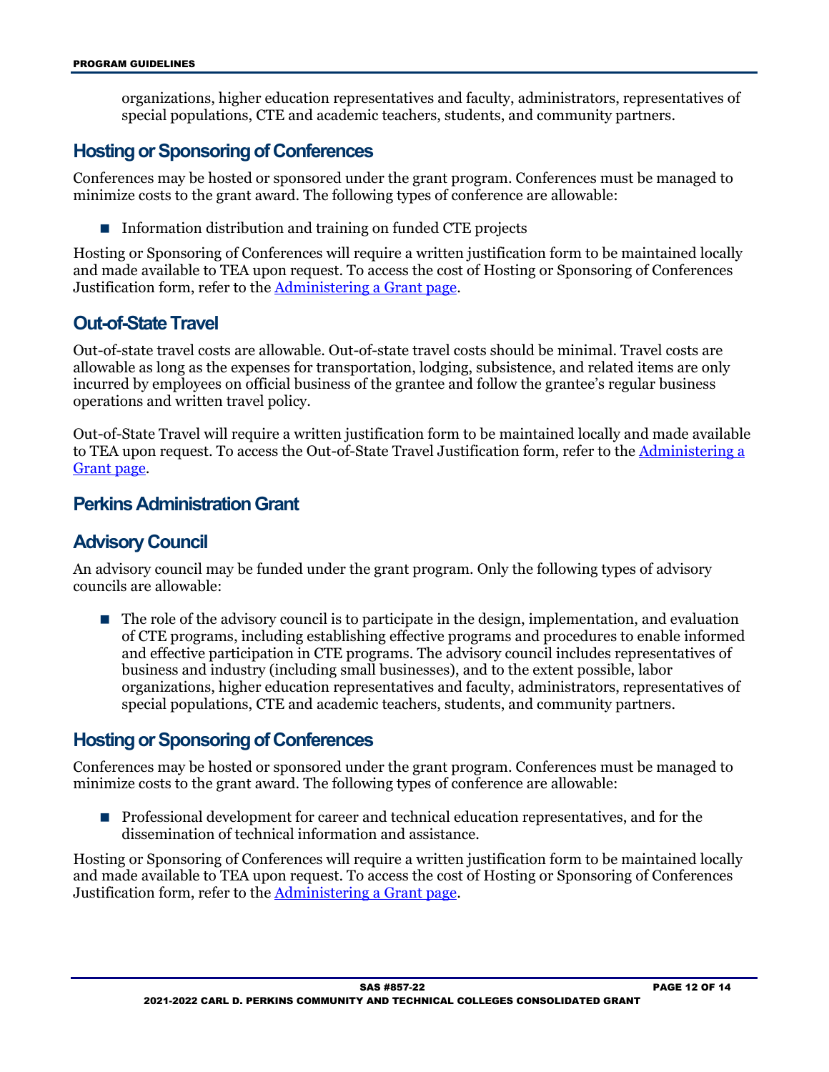organizations, higher education representatives and faculty, administrators, representatives of special populations, CTE and academic teachers, students, and community partners.

## Hosting or Sponsoring of Conferences

Conferences may be hosted or sponsored under the grant program. Conferences must be managed to minimize costs to the grant award. The following types of conference are allowable:

- Information distribution and training on funded CTE projects

Hosting or Sponsoring of Conferences will require a written justification form to be maintained locally and made available to TEA upon request. To access the cost of Hosting or Sponsoring of Conferences Justification form, refer to the Administering a Grant page.

## Out-of-State Travel

Out-of-state travel costs are allowable. Out-of-state travel costs should be minimal. Travel costs are allowable as long as the expenses for transportation, lodging, subsistence, and related items are only incurred by employees on official business of the grantee and follow the grantee's regular business operations and written travel policy.

Out-of-State Travel will require a written justification form to be maintained locally and made available to TEA upon request. To access the Out-of-State Travel Justification form, refer to the Administering a Grant page.

## Perkins Administration Grant

## Advisory Council

An advisory council may be funded under the grant program. Only the following types of advisory councils are allowable:

- The role of the advisory council is to participate in the design, implementation, and evaluation of CTE programs, including establishing effective programs and procedures to enable informed and effective participation in CTE programs. The advisory council includes representatives of business and industry (including small businesses), and to the extent possible, labor organizations, higher education representatives and faculty, administrators, representatives of special populations, CTE and academic teachers, students, and community partners.

## Hosting or Sponsoring of Conferences

Conferences may be hosted or sponsored under the grant program. Conferences must be managed to minimize costs to the grant award. The following types of conference are allowable:

- Professional development for career and technical education representatives, and for the dissemination of technical information and assistance.

Hosting or Sponsoring of Conferences will require a written justification form to be maintained locally and made available to TEA upon request. To access the cost of Hosting or Sponsoring of Conferences Justification form, refer to the Administering a Grant page.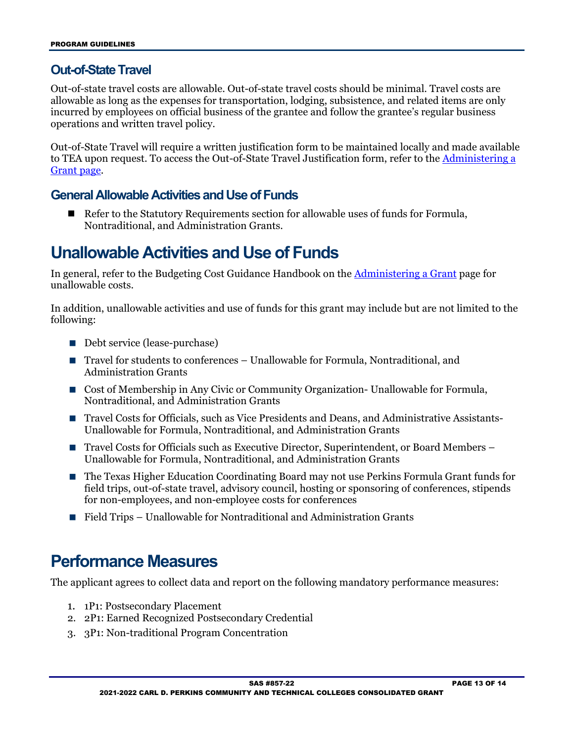### Out-of-State Travel

Out-of-state travel costs are allowable. Out-of-state travel costs should be minimal. Travel costs are allowable as long as the expenses for transportation, lodging, subsistence, and related items are only incurred by employees on official business of the grantee and follow the grantee's regular business operations and written travel policy.

Out-of-State Travel will require a written justification form to be maintained locally and made available to TEA upon request. To access the Out-of-State Travel Justification form, refer to the Administering a Grant page.

### General Allowable Activities and Use of Funds

- Refer to the Statutory Requirements section for allowable uses of funds for Formula, Nontraditional, and Administration Grants.

## Unallowable Activities and Use of Funds

In general, refer to the Budgeting Cost Guidance Handbook on the Administering a Grant page for unallowable costs.

In addition, unallowable activities and use of funds for this grant may include but are not limited to the following:

- Debt service (lease-purchase)
- Travel for students to conferences – Unallowable for Formula, Nontraditional, and Administration Grants
- Cost of Membership in Any Civic or Community Organization- Unallowable for Formula, Nontraditional, and Administration Grants
- Travel Costs for Officials, such as Vice Presidents and Deans, and Administrative Assistants- Unallowable for Formula, Nontraditional, and Administration Grants
- Travel Costs for Officials such as Executive Director, Superintendent, or Board Members – Unallowable for Formula, Nontraditional, and Administration Grants
- The Texas Higher Education Coordinating Board may not use Perkins Formula Grant funds for field trips, out-of-state travel, advisory council, hosting or sponsoring of conferences, stipends for non-employees, and non-employee costs for conferences
- Field Trips – Unallowable for Nontraditional and Administration Grants

## Performance Measures

The applicant agrees to collect data and report on the following mandatory performance measures:

1. 1P1: Postsecondary Placement
2. 2P1: Earned Recognized Postsecondary Credential
3. 3P1: Non-traditional Program Concentration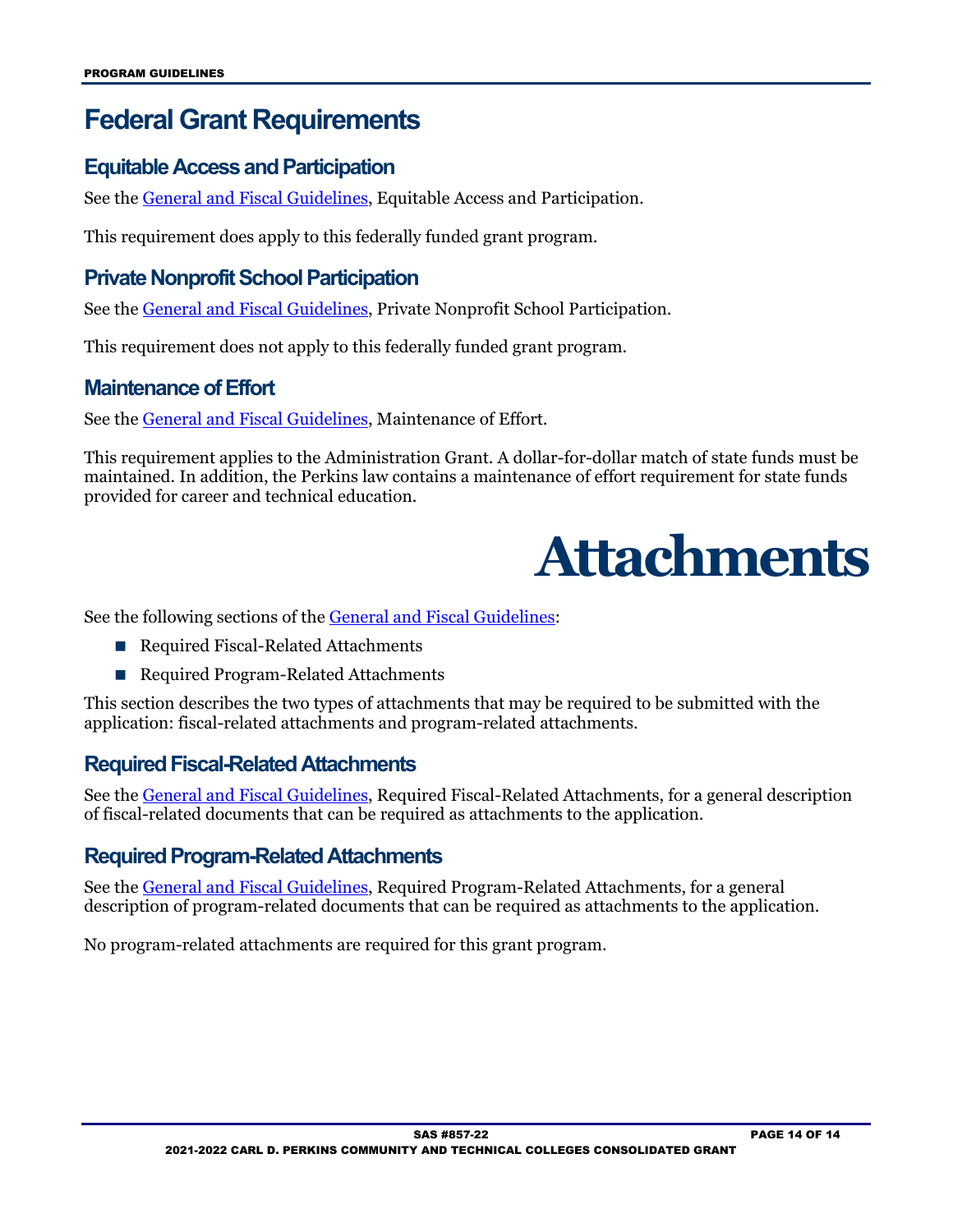# Federal Grant Requirements

## Equitable Access and Participation

See the General and Fiscal Guidelines, Equitable Access and Participation.

This requirement does apply to this federally funded grant program.

## Private Nonprofit School Participation

See the General and Fiscal Guidelines, Private Nonprofit School Participation.

This requirement does not apply to this federally funded grant program.

## Maintenance of Effort

See the General and Fiscal Guidelines, Maintenance of Effort.

This requirement applies to the Administration Grant. A dollar-for-dollar match of state funds must be maintained. In addition, the Perkins law contains a maintenance of effort requirement for state funds provided for career and technical education.

# Attachments

See the following sections of the General and Fiscal Guidelines:

- Required Fiscal-Related Attachments
- Required Program-Related Attachments

This section describes the two types of attachments that may be required to be submitted with the application: fiscal-related attachments and program-related attachments.

## Required Fiscal-Related Attachments

See the General and Fiscal Guidelines, Required Fiscal-Related Attachments, for a general description of fiscal-related documents that can be required as attachments to the application.

## Required Program-Related Attachments

See the General and Fiscal Guidelines, Required Program-Related Attachments, for a general description of program-related documents that can be required as attachments to the application.

No program-related attachments are required for this grant program.